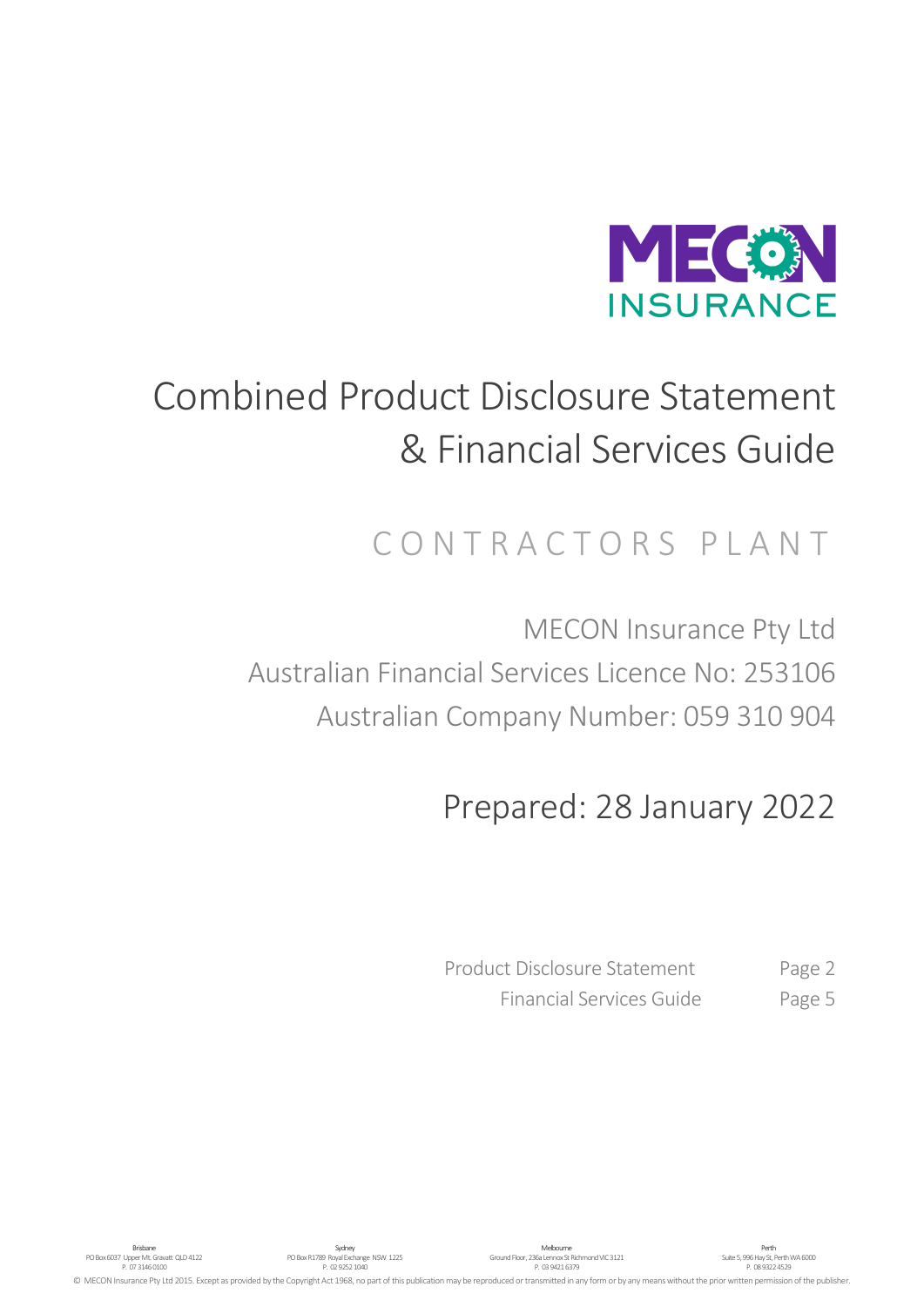MECON INSURANCE

# Combined Product Disclosure Statement & Financial Services Guide

## CONTRACTORS PLANT

MECON Insurance Pty Ltd

Australian Financial Services Licence No: 253106

Australian Company Number: 059 310 904

### Prepared: 28 January 2022

| | |
|---|---|
| Product Disclosure Statement | Page 2 |
| Financial Services Guide | Page 5 |

Brisbane
PO Box 6037 Upper Mt Gravatt QLD 4122
P. 07 3146 0100

Sydney
PO Box R1789 Royal Exchange NSW 1225
P. 02 9252 1040

Melbourne
Ground Floor, 236a Lennox St Richmond VIC 3121
P. 03 9421 6379

Perth
Suite 5, 996 Hay St, Perth WA 6000
P. 08 9322 4529

© MECON Insurance Pty Ltd 2015. Except as provided by the Copyright Act 1968, no part of this publication may be reproduced or transmitted in any form or by any means without the prior written permission of the publisher.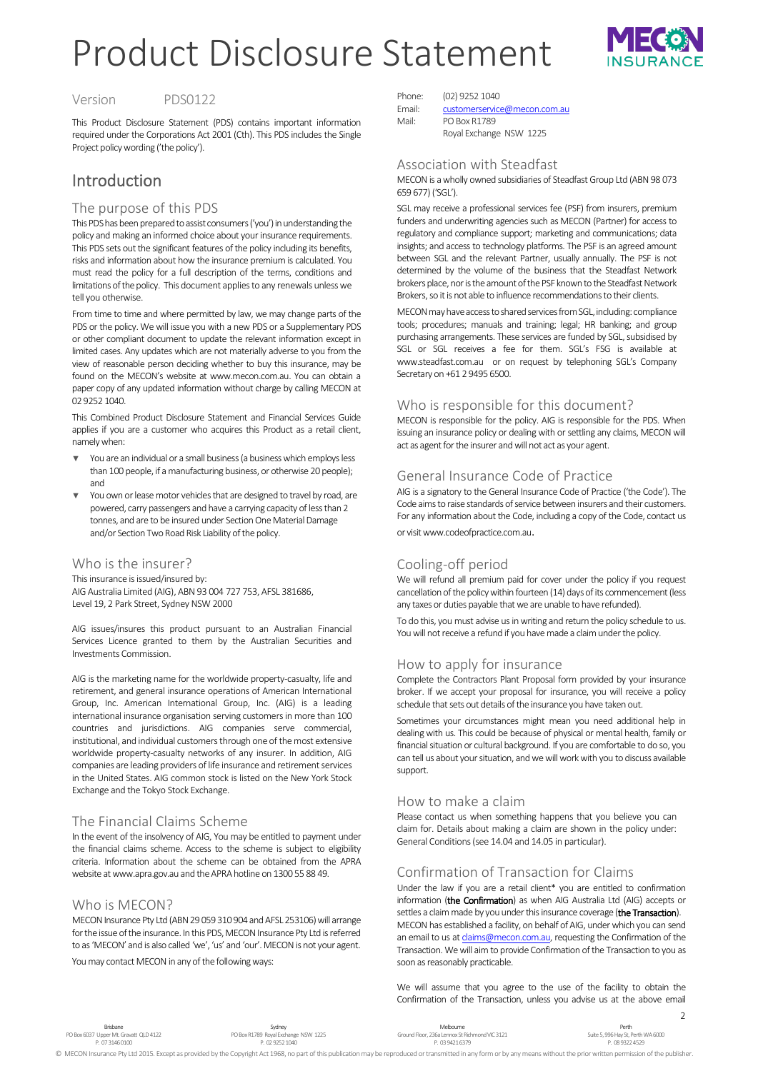# Product Disclosure Statement

Version PDS0122

This Product Disclosure Statement (PDS) contains important information required under the Corporations Act 2001 (Cth). This PDS includes the Single Project policy wording ('the policy').

## Introduction

### The purpose of this PDS

This PDS has been prepared to assist consumers ('you') in understanding the policy and making an informed choice about your insurance requirements. This PDS sets out the significant features of the policy including its benefits, risks and information about how the insurance premium is calculated. You must read the policy for a full description of the terms, conditions and limitations of the policy. This document applies to any renewals unless we tell you otherwise.

From time to time and where permitted by law, we may change parts of the PDS or the policy. We will issue you with a new PDS or a Supplementary PDS or other compliant document to update the relevant information except in limited cases. Any updates which are not materially adverse to you from the view of reasonable person deciding whether to buy this insurance, may be found on the MECON's website at www.mecon.com.au. You can obtain a paper copy of any updated information without charge by calling MECON at 02 9252 1040.

This Combined Product Disclosure Statement and Financial Services Guide applies if you are a customer who acquires this Product as a retail client, namely when:

- You are an individual or a small business (a business which employs less than 100 people, if a manufacturing business, or otherwise 20 people); and
- You own or lease motor vehicles that are designed to travel by road, are powered, carry passengers and have a carrying capacity of less than 2 tonnes, and are to be insured under Section One Material Damage and/or Section Two Road Risk Liability of the policy.

### Who is the insurer?

This insurance is issued/insured by:
AIG Australia Limited (AIG), ABN 93 004 727 753, AFSL 381686, Level 19, 2 Park Street, Sydney NSW 2000

AIG issues/insures this product pursuant to an Australian Financial Services Licence granted to them by the Australian Securities and Investments Commission.

AIG is the marketing name for the worldwide property-casualty, life and retirement, and general insurance operations of American International Group, Inc. American International Group, Inc. (AIG) is a leading international insurance organisation serving customers in more than 100 countries and jurisdictions. AIG companies serve commercial, institutional, and individual customers through one of the most extensive worldwide property-casualty networks of any insurer. In addition, AIG companies are leading providers of life insurance and retirement services in the United States. AIG common stock is listed on the New York Stock Exchange and the Tokyo Stock Exchange.

### The Financial Claims Scheme

In the event of the insolvency of AIG, You may be entitled to payment under the financial claims scheme. Access to the scheme is subject to eligibility criteria. Information about the scheme can be obtained from the APRA website at www.apra.gov.au and the APRA hotline on 1300 55 88 49.

### Who is MECON?

MECON Insurance Pty Ltd (ABN 29 059 310 904 and AFSL 253106) will arrange for the issue of the insurance. In this PDS, MECON Insurance Pty Ltd is referred to as 'MECON' and is also called 'we', 'us' and 'our'. MECON is not your agent.

You may contact MECON in any of the following ways:

Phone: (02) 9252 1040
Email: customerservice@mecon.com.au
Mail: PO Box R1789
Royal Exchange NSW 1225

### Association with Steadfast

MECON is a wholly owned subsidiaries of Steadfast Group Ltd (ABN 98 073 659 677) ('SGL').

SGL may receive a professional services fee (PSF) from insurers, premium funders and underwriting agencies such as MECON (Partner) for access to regulatory and compliance support; marketing and communications; data insights; and access to technology platforms. The PSF is an agreed amount between SGL and the relevant Partner, usually annually. The PSF is not determined by the volume of the business that the Steadfast Network brokers place, nor is the amount of the PSF known to the Steadfast Network Brokers, so it is not able to influence recommendations to their clients.

MECON may have access to shared services from SGL, including: compliance tools; procedures; manuals and training; legal; HR banking; and group purchasing arrangements. These services are funded by SGL, subsidised by SGL or SGL receives a fee for them. SGL's FSG is available at www.steadfast.com.au or on request by telephoning SGL's Company Secretary on +61 2 9495 6500.

### Who is responsible for this document?

MECON is responsible for the policy. AIG is responsible for the PDS. When issuing an insurance policy or dealing with or settling any claims, MECON will act as agent for the insurer and will not act as your agent.

### General Insurance Code of Practice

AIG is a signatory to the General Insurance Code of Practice ('the Code'). The Code aims to raise standards of service between insurers and their customers. For any information about the Code, including a copy of the Code, contact us or visit www.codeofpractice.com.au.

### Cooling-off period

We will refund all premium paid for cover under the policy if you request cancellation of the policy within fourteen (14) days of its commencement (less any taxes or duties payable that we are unable to have refunded).

To do this, you must advise us in writing and return the policy schedule to us. You will not receive a refund if you have made a claim under the policy.

### How to apply for insurance

Complete the Contractors Plant Proposal form provided by your insurance broker. If we accept your proposal for insurance, you will receive a policy schedule that sets out details of the insurance you have taken out.

Sometimes your circumstances might mean you need additional help in dealing with us. This could be because of physical or mental health, family or financial situation or cultural background. If you are comfortable to do so, you can tell us about your situation, and we will work with you to discuss available support.

### How to make a claim

Please contact us when something happens that you believe you can claim for. Details about making a claim are shown in the policy under: General Conditions (see 14.04 and 14.05 in particular).

### Confirmation of Transaction for Claims

Under the law if you are a retail client* you are entitled to confirmation information (**the Confirmation**) as when AIG Australia Ltd (AIG) accepts or settles a claim made by you under this insurance coverage (**the Transaction**). MECON has established a facility, on behalf of AIG, under which you can send an email to us at claims@mecon.com.au, requesting the Confirmation of the Transaction. We will aim to provide Confirmation of the Transaction to you as soon as reasonably practicable.

We will assume that you agree to the use of the facility to obtain the Confirmation of the Transaction, unless you advise us at the above email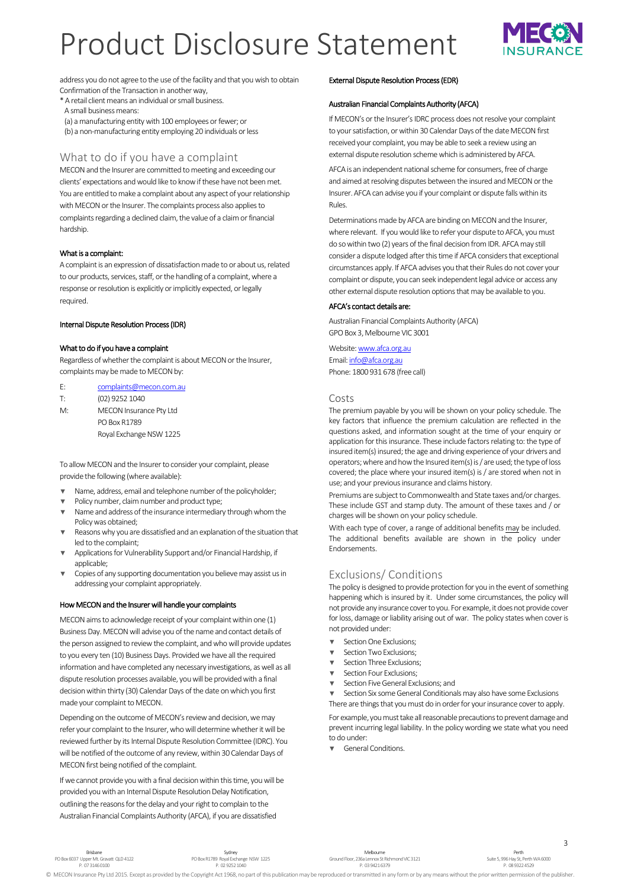address you do not agree to the use of the facility and that you wish to obtain Confirmation of the Transaction in another way,

* A retail client means an individual or small business.
  A small business means:
  (a) a manufacturing entity with 100 employees or fewer; or
  (b) a non-manufacturing entity employing 20 individuals or less

## What to do if you have a complaint

MECON and the Insurer are committed to meeting and exceeding our clients' expectations and would like to know if these have not been met. You are entitled to make a complaint about any aspect of your relationship with MECON or the Insurer. The complaints process also applies to complaints regarding a declined claim, the value of a claim or financial hardship.

### What is a complaint:

A complaint is an expression of dissatisfaction made to or about us, related to our products, services, staff, or the handling of a complaint, where a response or resolution is explicitly or implicitly expected, or legally required.

### Internal Dispute Resolution Process (IDR)

### What to do if you have a complaint

Regardless of whether the complaint is about MECON or the Insurer, complaints may be made to MECON by:

E: complaints@mecon.com.au
T: (02) 9252 1040
M: MECON Insurance Pty Ltd
PO Box R1789
Royal Exchange NSW 1225

To allow MECON and the Insurer to consider your complaint, please provide the following (where available):

- Name, address, email and telephone number of the policyholder;
- Policy number, claim number and product type;
- Name and address of the insurance intermediary through whom the Policy was obtained;
- Reasons why you are dissatisfied and an explanation of the situation that led to the complaint;
- Applications for Vulnerability Support and/or Financial Hardship, if applicable;
- Copies of any supporting documentation you believe may assist us in addressing your complaint appropriately.

### How MECON and the Insurer will handle your complaints

MECON aims to acknowledge receipt of your complaint within one (1) Business Day. MECON will advise you of the name and contact details of the person assigned to review the complaint, and who will provide updates to you every ten (10) Business Days. Provided we have all the required information and have completed any necessary investigations, as well as all dispute resolution processes available, you will be provided with a final decision within thirty (30) Calendar Days of the date on which you first made your complaint to MECON.

Depending on the outcome of MECON's review and decision, we may refer your complaint to the Insurer, who will determine whether it will be reviewed further by its Internal Dispute Resolution Committee (IDRC). You will be notified of the outcome of any review, within 30 Calendar Days of MECON first being notified of the complaint.

If we cannot provide you with a final decision within this time, you will be provided you with an Internal Dispute Resolution Delay Notification, outlining the reasons for the delay and your right to complain to the Australian Financial Complaints Authority (AFCA), if you are dissatisfied

### External Dispute Resolution Process (EDR)

### Australian Financial Complaints Authority (AFCA)

If MECON's or the Insurer's IDRC process does not resolve your complaint to your satisfaction, or within 30 Calendar Days of the date MECON first received your complaint, you may be able to seek a review using an external dispute resolution scheme which is administered by AFCA.

AFCA is an independent national scheme for consumers, free of charge and aimed at resolving disputes between the insured and MECON or the Insurer. AFCA can advise you if your complaint or dispute falls within its Rules.

Determinations made by AFCA are binding on MECON and the Insurer, where relevant. If you would like to refer your dispute to AFCA, you must do so within two (2) years of the final decision from IDR. AFCA may still consider a dispute lodged after this time if AFCA considers that exceptional circumstances apply. If AFCA advises you that their Rules do not cover your complaint or dispute, you can seek independent legal advice or access any other external dispute resolution options that may be available to you.

### AFCA's contact details are:

Australian Financial Complaints Authority (AFCA)
GPO Box 3, Melbourne VIC 3001

Website: www.afca.org.au
Email: info@afca.org.au
Phone: 1800 931 678 (free call)

## Costs

The premium payable by you will be shown on your policy schedule. The key factors that influence the premium calculation are reflected in the questions asked, and information sought at the time of your enquiry or application for this insurance. These include factors relating to: the type of insured item(s) insured; the age and driving experience of your drivers and operators; where and how the Insured item(s) is / are used; the type of loss covered; the place where your insured item(s) is / are stored when not in use; and your previous insurance and claims history.

Premiums are subject to Commonwealth and State taxes and/or charges. These include GST and stamp duty. The amount of these taxes and / or charges will be shown on your policy schedule.

With each type of cover, a range of additional benefits may be included. The additional benefits available are shown in the policy under Endorsements.

## Exclusions/ Conditions

The policy is designed to provide protection for you in the event of something happening which is insured by it. Under some circumstances, the policy will not provide any insurance cover to you. For example, it does not provide cover for loss, damage or liability arising out of war. The policy states when cover is not provided under:

- Section One Exclusions;
- Section Two Exclusions;
- Section Three Exclusions;
- Section Four Exclusions;
- Section Five General Exclusions; and
- Section Six some General Conditionals may also have some Exclusions

There are things that you must do in order for your insurance cover to apply.

For example, you must take all reasonable precautions to prevent damage and prevent incurring legal liability. In the policy wording we state what you need to do under:

- General Conditions.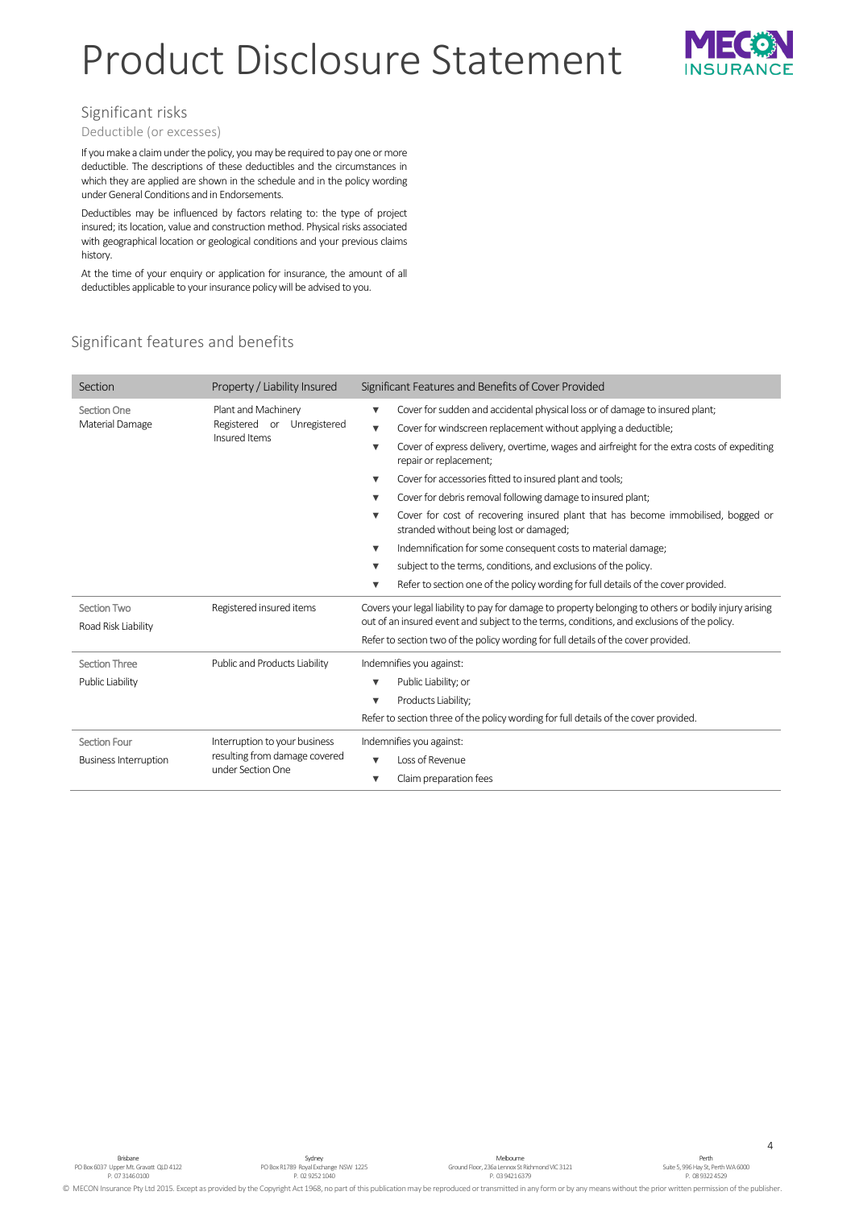# Product Disclosure Statement

## Significant risks

### Deductible (or excesses)

If you make a claim under the policy, you may be required to pay one or more deductible. The descriptions of these deductibles and the circumstances in which they are applied are shown in the schedule and in the policy wording under General Conditions and in Endorsements.

Deductibles may be influenced by factors relating to: the type of project insured; its location, value and construction method. Physical risks associated with geographical location or geological conditions and your previous claims history.

At the time of your enquiry or application for insurance, the amount of all deductibles applicable to your insurance policy will be advised to you.

## Significant features and benefits

| Section | Property / Liability Insured | Significant Features and Benefits of Cover Provided |
|---|---|---|
| Section One<br>Material Damage | Plant and Machinery<br>Registered or Unregistered Insured Items | ▼ Cover for sudden and accidental physical loss or of damage to insured plant;<br>▼ Cover for windscreen replacement without applying a deductible;<br>▼ Cover of express delivery, overtime, wages and airfreight for the extra costs of expediting repair or replacement;<br>▼ Cover for accessories fitted to insured plant and tools;<br>▼ Cover for debris removal following damage to insured plant;<br>▼ Cover for cost of recovering insured plant that has become immobilised, bogged or stranded without being lost or damaged;<br>▼ Indemnification for some consequent costs to material damage;<br>▼ subject to the terms, conditions, and exclusions of the policy.<br>▼ Refer to section one of the policy wording for full details of the cover provided. |
| Section Two<br>Road Risk Liability | Registered insured items | Covers your legal liability to pay for damage to property belonging to others or bodily injury arising out of an insured event and subject to the terms, conditions, and exclusions of the policy.<br>Refer to section two of the policy wording for full details of the cover provided. |
| Section Three<br>Public Liability | Public and Products Liability | Indemnifies you against:<br>▼ Public Liability; or<br>▼ Products Liability;<br>Refer to section three of the policy wording for full details of the cover provided. |
| Section Four<br>Business Interruption | Interruption to your business resulting from damage covered under Section One | Indemnifies you against:<br>▼ Loss of Revenue<br>▼ Claim preparation fees |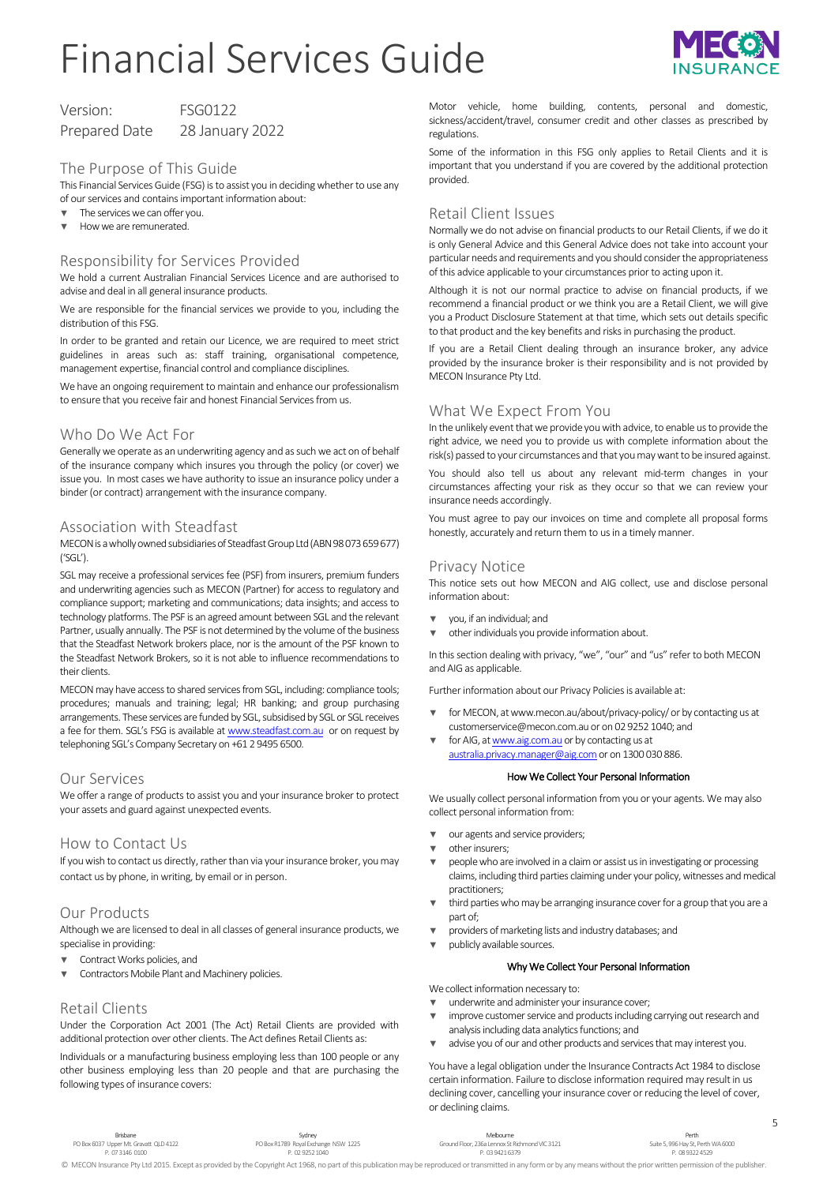# Financial Services Guide

Version: FSG0122

Prepared Date 28 January 2022

## The Purpose of This Guide

This Financial Services Guide (FSG) is to assist you in deciding whether to use any of our services and contains important information about:

- The services we can offer you.
- How we are remunerated.

## Responsibility for Services Provided

We hold a current Australian Financial Services Licence and are authorised to advise and deal in all general insurance products.

We are responsible for the financial services we provide to you, including the distribution of this FSG.

In order to be granted and retain our Licence, we are required to meet strict guidelines in areas such as: staff training, organisational competence, management expertise, financial control and compliance disciplines.

We have an ongoing requirement to maintain and enhance our professionalism to ensure that you receive fair and honest Financial Services from us.

## Who Do We Act For

Generally we operate as an underwriting agency and as such we act on of behalf of the insurance company which insures you through the policy (or cover) we issue you. In most cases we have authority to issue an insurance policy under a binder (or contract) arrangement with the insurance company.

## Association with Steadfast

MECON is a wholly owned subsidiaries of Steadfast Group Ltd (ABN 98 073 659 677) ('SGL').

SGL may receive a professional services fee (PSF) from insurers, premium funders and underwriting agencies such as MECON (Partner) for access to regulatory and compliance support; marketing and communications; data insights; and access to technology platforms. The PSF is an agreed amount between SGL and the relevant Partner, usually annually. The PSF is not determined by the volume of the business that the Steadfast Network brokers place, nor is the amount of the PSF known to the Steadfast Network Brokers, so it is not able to influence recommendations to their clients.

MECON may have access to shared services from SGL, including: compliance tools; procedures; manuals and training; legal; HR banking; and group purchasing arrangements. These services are funded by SGL, subsidised by SGL or SGL receives a fee for them. SGL's FSG is available at www.steadfast.com.au or on request by telephoning SGL's Company Secretary on +61 2 9495 6500.

## Our Services

We offer a range of products to assist you and your insurance broker to protect your assets and guard against unexpected events.

## How to Contact Us

If you wish to contact us directly, rather than via your insurance broker, you may contact us by phone, in writing, by email or in person.

## Our Products

Although we are licensed to deal in all classes of general insurance products, we specialise in providing:

- Contract Works policies, and
- Contractors Mobile Plant and Machinery policies.

## Retail Clients

Under the Corporation Act 2001 (The Act) Retail Clients are provided with additional protection over other clients. The Act defines Retail Clients as:

Individuals or a manufacturing business employing less than 100 people or any other business employing less than 20 people and that are purchasing the following types of insurance covers:

Motor vehicle, home building, contents, personal and domestic, sickness/accident/travel, consumer credit and other classes as prescribed by regulations.

Some of the information in this FSG only applies to Retail Clients and it is important that you understand if you are covered by the additional protection provided.

## Retail Client Issues

Normally we do not advise on financial products to our Retail Clients, if we do it is only General Advice and this General Advice does not take into account your particular needs and requirements and you should consider the appropriateness of this advice applicable to your circumstances prior to acting upon it.

Although it is not our normal practice to advise on financial products, if we recommend a financial product or we think you are a Retail Client, we will give you a Product Disclosure Statement at that time, which sets out details specific to that product and the key benefits and risks in purchasing the product.

If you are a Retail Client dealing through an insurance broker, any advice provided by the insurance broker is their responsibility and is not provided by MECON Insurance Pty Ltd.

## What We Expect From You

In the unlikely event that we provide you with advice, to enable us to provide the right advice, we need you to provide us with complete information about the risk(s) passed to your circumstances and that you may want to be insured against.

You should also tell us about any relevant mid-term changes in your circumstances affecting your risk as they occur so that we can review your insurance needs accordingly.

You must agree to pay our invoices on time and complete all proposal forms honestly, accurately and return them to us in a timely manner.

## Privacy Notice

This notice sets out how MECON and AIG collect, use and disclose personal information about:

- you, if an individual; and
- other individuals you provide information about.

In this section dealing with privacy, "we", "our" and "us" refer to both MECON and AIG as applicable.

Further information about our Privacy Policies is available at:

- for MECON, at www.mecon.au/about/privacy-policy/ or by contacting us at customerservice@mecon.com.au or on 02 9252 1040; and
- for AIG, at www.aig.com.au or by contacting us at australia.privacy.manager@aig.com or on 1300 030 886.

### How We Collect Your Personal Information

We usually collect personal information from you or your agents. We may also collect personal information from:

- our agents and service providers;
- other insurers;
- people who are involved in a claim or assist us in investigating or processing claims, including third parties claiming under your policy, witnesses and medical practitioners;
- third parties who may be arranging insurance cover for a group that you are a part of;
- providers of marketing lists and industry databases; and
- publicly available sources.

### Why We Collect Your Personal Information

We collect information necessary to:

- underwrite and administer your insurance cover;
- improve customer service and products including carrying out research and analysis including data analytics functions; and
- advise you of our and other products and services that may interest you.

You have a legal obligation under the Insurance Contracts Act 1984 to disclose certain information. Failure to disclose information required may result in us declining cover, cancelling your insurance cover or reducing the level of cover, or declining claims.

Brisbane
PO Box 6037 Upper Mt. Gravatt QLD 4122
P. 07 3146 0100

Sydney
PO Box R1789 Royal Exchange NSW 1225
P. 02 9252 1040

Melbourne
Ground Floor, 236a Lennox St Richmond VIC 3121
P. 03 9421 6379

Perth
Suite 5, 996 Hay St, Perth WA 6000
P. 08 9322 4529

© MECON Insurance Pty Ltd 2015. Except as provided by the Copyright Act 1968, no part of this publication may be reproduced or transmitted in any form or by any means without the prior written permission of the publisher.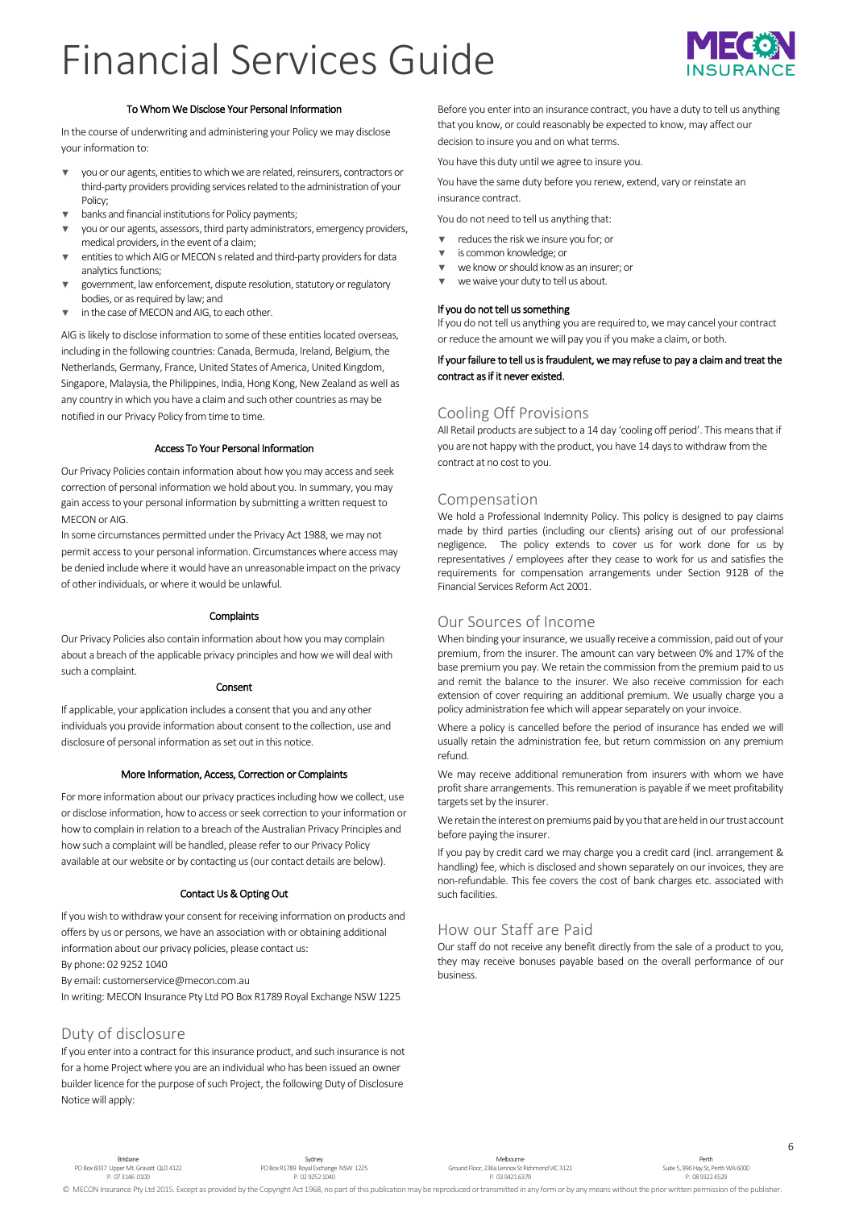# Financial Services Guide

#### To Whom We Disclose Your Personal Information

In the course of underwriting and administering your Policy we may disclose your information to:

- you or our agents, entities to which we are related, reinsurers, contractors or third-party providers providing services related to the administration of your Policy;
- banks and financial institutions for Policy payments;
- you or our agents, assessors, third party administrators, emergency providers, medical providers, in the event of a claim;
- entities to which AIG or MECON s related and third-party providers for data analytics functions;
- government, law enforcement, dispute resolution, statutory or regulatory bodies, or as required by law; and
- in the case of MECON and AIG, to each other.

AIG is likely to disclose information to some of these entities located overseas, including in the following countries: Canada, Bermuda, Ireland, Belgium, the Netherlands, Germany, France, United States of America, United Kingdom, Singapore, Malaysia, the Philippines, India, Hong Kong, New Zealand as well as any country in which you have a claim and such other countries as may be notified in our Privacy Policy from time to time.

#### Access To Your Personal Information

Our Privacy Policies contain information about how you may access and seek correction of personal information we hold about you. In summary, you may gain access to your personal information by submitting a written request to MECON or AIG.

In some circumstances permitted under the Privacy Act 1988, we may not permit access to your personal information. Circumstances where access may be denied include where it would have an unreasonable impact on the privacy of other individuals, or where it would be unlawful.

#### Complaints

Our Privacy Policies also contain information about how you may complain about a breach of the applicable privacy principles and how we will deal with such a complaint.

#### Consent

If applicable, your application includes a consent that you and any other individuals you provide information about consent to the collection, use and disclosure of personal information as set out in this notice.

#### More Information, Access, Correction or Complaints

For more information about our privacy practices including how we collect, use or disclose information, how to access or seek correction to your information or how to complain in relation to a breach of the Australian Privacy Principles and how such a complaint will be handled, please refer to our Privacy Policy available at our website or by contacting us (our contact details are below).

#### Contact Us & Opting Out

If you wish to withdraw your consent for receiving information on products and offers by us or persons, we have an association with or obtaining additional information about our privacy policies, please contact us:

By phone: 02 9252 1040

By email: customerservice@mecon.com.au

In writing: MECON Insurance Pty Ltd PO Box R1789 Royal Exchange NSW 1225

## Duty of disclosure

If you enter into a contract for this insurance product, and such insurance is not for a home Project where you are an individual who has been issued an owner builder licence for the purpose of such Project, the following Duty of Disclosure Notice will apply:

Before you enter into an insurance contract, you have a duty to tell us anything that you know, or could reasonably be expected to know, may affect our decision to insure you and on what terms.

You have this duty until we agree to insure you.

You have the same duty before you renew, extend, vary or reinstate an insurance contract.

You do not need to tell us anything that:

- reduces the risk we insure you for; or
- is common knowledge; or
- we know or should know as an insurer; or
- we waive your duty to tell us about.

**If you do not tell us something**

If you do not tell us anything you are required to, we may cancel your contract or reduce the amount we will pay you if you make a claim, or both.

**If your failure to tell us is fraudulent, we may refuse to pay a claim and treat the contract as if it never existed.**

## Cooling Off Provisions

All Retail products are subject to a 14 day 'cooling off period'. This means that if you are not happy with the product, you have 14 days to withdraw from the contract at no cost to you.

## Compensation

We hold a Professional Indemnity Policy. This policy is designed to pay claims made by third parties (including our clients) arising out of our professional negligence. The policy extends to cover us for work done for us by representatives / employees after they cease to work for us and satisfies the requirements for compensation arrangements under Section 912B of the Financial Services Reform Act 2001.

## Our Sources of Income

When binding your insurance, we usually receive a commission, paid out of your premium, from the insurer. The amount can vary between 0% and 17% of the base premium you pay. We retain the commission from the premium paid to us and remit the balance to the insurer. We also receive commission for each extension of cover requiring an additional premium. We usually charge you a policy administration fee which will appear separately on your invoice.

Where a policy is cancelled before the period of insurance has ended we will usually retain the administration fee, but return commission on any premium refund.

We may receive additional remuneration from insurers with whom we have profit share arrangements. This remuneration is payable if we meet profitability targets set by the insurer.

We retain the interest on premiums paid by you that are held in our trust account before paying the insurer.

If you pay by credit card we may charge you a credit card (incl. arrangement & handling) fee, which is disclosed and shown separately on our invoices, they are non-refundable. This fee covers the cost of bank charges etc. associated with such facilities.

## How our Staff are Paid

Our staff do not receive any benefit directly from the sale of a product to you, they may receive bonuses payable based on the overall performance of our business.

Brisbane
PO Box 6037 Upper Mt Gravatt QLD 4122
P. 07 3146 0100

Sydney
PO Box R1789 Royal Exchange NSW 1225
P. 02 9252 1040

Melbourne
Ground Floor, 236a Lennox St Richmond VIC 3121
P. 03 9421 6379

Perth
Suite 5, 996 Hay St, Perth WA 6000
P. 08 9322 4529

© MECON Insurance Pty Ltd 2015. Except as provided by the Copyright Act 1968, no part of this publication may be reproduced or transmitted in any form or by any means without the prior written permission of the publisher.